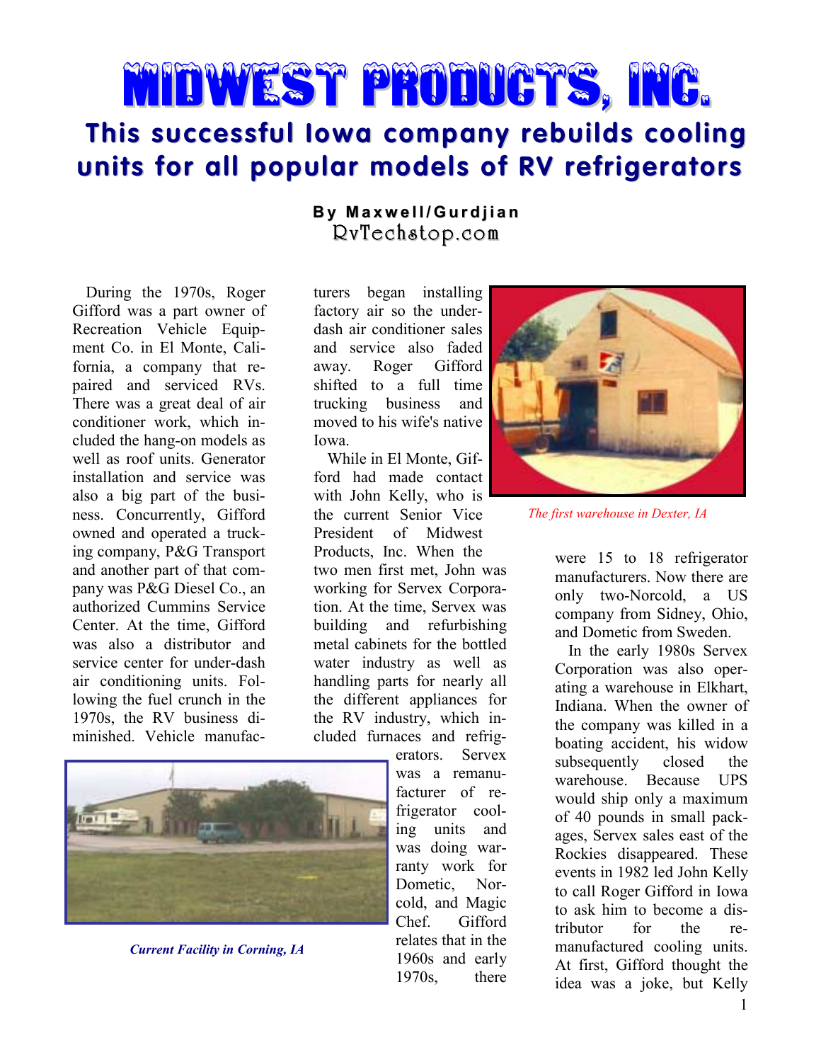# MIDWEST PRODUCTS, INC.

## This successful Iowa company rebuilds cooling units for all popular models of RV refrigerators

**By Maxwell/Gurdjian**
RvTechstop.com

During the 1970s, Roger Gifford was a part owner of Recreation Vehicle Equipment Co. in El Monte, California, a company that repaired and serviced RVs. There was a great deal of air conditioner work, which included the hang-on models as well as roof units. Generator installation and service was also a big part of the business. Concurrently, Gifford owned and operated a trucking company, P&G Transport and another part of that company was P&G Diesel Co., an authorized Cummins Service Center. At the time, Gifford was also a distributor and service center for under-dash air conditioning units. Following the fuel crunch in the 1970s, the RV business diminished. Vehicle manufacturers began installing factory air so the under-dash air conditioner sales and service also faded away. Roger Gifford shifted to a full time trucking business and moved to his wife's native Iowa.

While in El Monte, Gifford had made contact with John Kelly, who is the current Senior Vice President of Midwest Products, Inc. When the two men first met, John was working for Servex Corporation. At the time, Servex was building and refurbishing metal cabinets for the bottled water industry as well as handling parts for nearly all the different appliances for the RV industry, which included furnaces and refrigerators. Servex was a remanufacturer of refrigerator cooling units and was doing warranty work for Dometic, Norcold, and Magic Chef. Gifford relates that in the 1960s and early 1970s, there were 15 to 18 refrigerator manufacturers. Now there are only two-Norcold, a US company from Sidney, Ohio, and Dometic from Sweden.

*The first warehouse in Dexter, IA*

*Current Facility in Corning, IA*

In the early 1980s Servex Corporation was also operating a warehouse in Elkhart, Indiana. When the owner of the company was killed in a boating accident, his widow subsequently closed the warehouse. Because UPS would ship only a maximum of 40 pounds in small packages, Servex sales east of the Rockies disappeared. These events in 1982 led John Kelly to call Roger Gifford in Iowa to ask him to become a distributor for the remanufactured cooling units. At first, Gifford thought the idea was a joke, but Kelly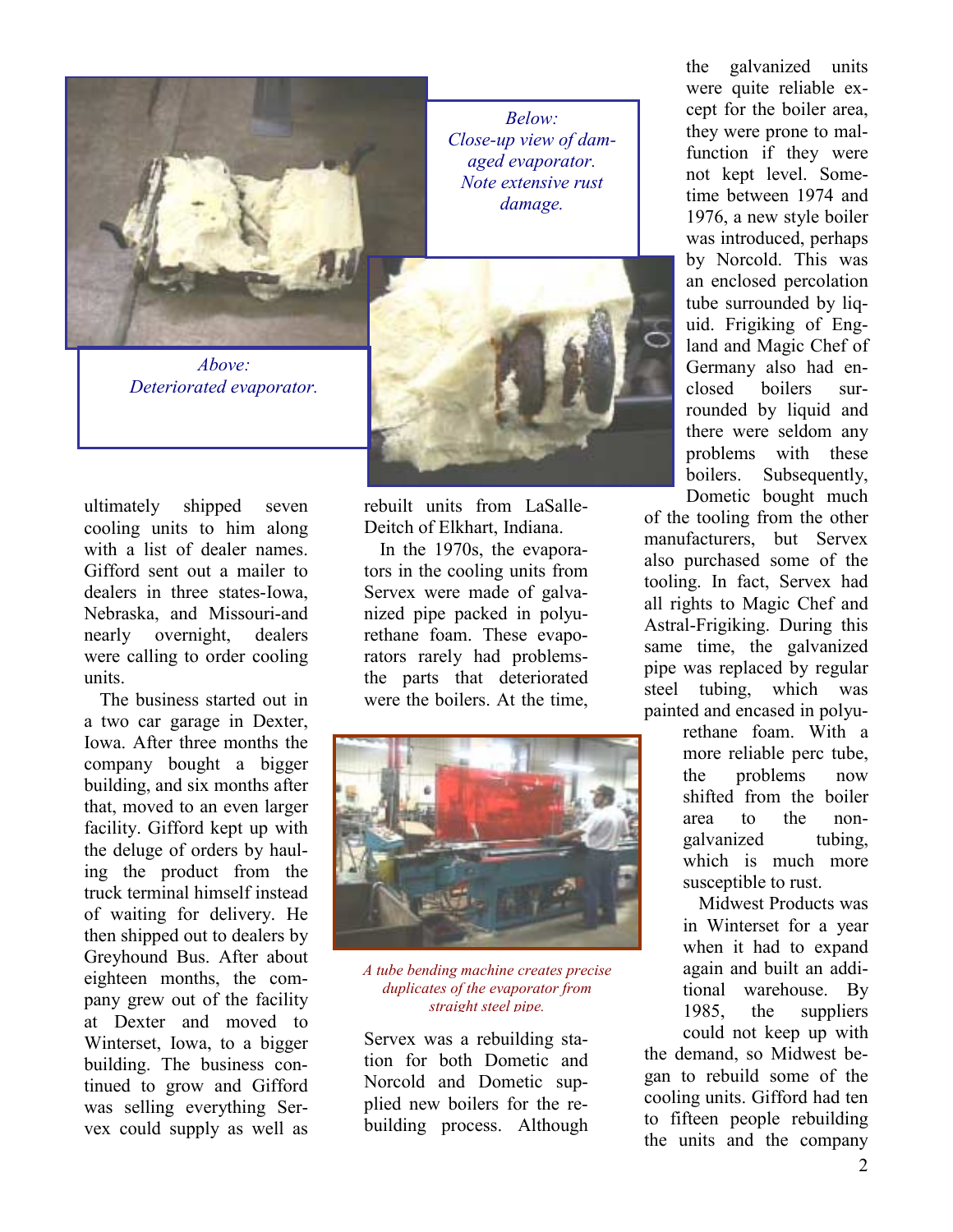Above:
Deteriorated evaporator.

Below:
Close-up view of damaged evaporator. Note extensive rust damage.

ultimately shipped seven cooling units to him along with a list of dealer names. Gifford sent out a mailer to dealers in three states-Iowa, Nebraska, and Missouri-and nearly overnight, dealers were calling to order cooling units.

The business started out in a two car garage in Dexter, Iowa. After three months the company bought a bigger building, and six months after that, moved to an even larger facility. Gifford kept up with the deluge of orders by hauling the product from the truck terminal himself instead of waiting for delivery. He then shipped out to dealers by Greyhound Bus. After about eighteen months, the company grew out of the facility at Dexter and moved to Winterset, Iowa, to a bigger building. The business continued to grow and Gifford was selling everything Servex could supply as well as rebuilt units from LaSalle-Deitch of Elkhart, Indiana.

In the 1970s, the evaporators in the cooling units from Servex were made of galvanized pipe packed in polyurethane foam. These evaporators rarely had problems-the parts that deteriorated were the boilers. At the time, Servex was a rebuilding station for both Dometic and Norcold and Dometic supplied new boilers for the rebuilding process. Although the galvanized units were quite reliable except for the boiler area, they were prone to malfunction if they were not kept level. Sometime between 1974 and 1976, a new style boiler was introduced, perhaps by Norcold. This was an enclosed percolation tube surrounded by liquid. Frigiking of England and Magic Chef of Germany also had enclosed boilers surrounded by liquid and there were seldom any problems with these boilers. Subsequently, Dometic bought much of the tooling from the other manufacturers, but Servex also purchased some of the tooling. In fact, Servex had all rights to Magic Chef and Astral-Frigiking. During this same time, the galvanized pipe was replaced by regular steel tubing, which was painted and encased in polyurethane foam. With a more reliable perc tube, the problems now shifted from the boiler area to the non-galvanized tubing, which is much more susceptible to rust.

A tube bending machine creates precise duplicates of the evaporator from straight steel pipe.

Midwest Products was in Winterset for a year when it had to expand again and built an additional warehouse. By 1985, the suppliers could not keep up with the demand, so Midwest began to rebuild some of the cooling units. Gifford had ten to fifteen people rebuilding the units and the company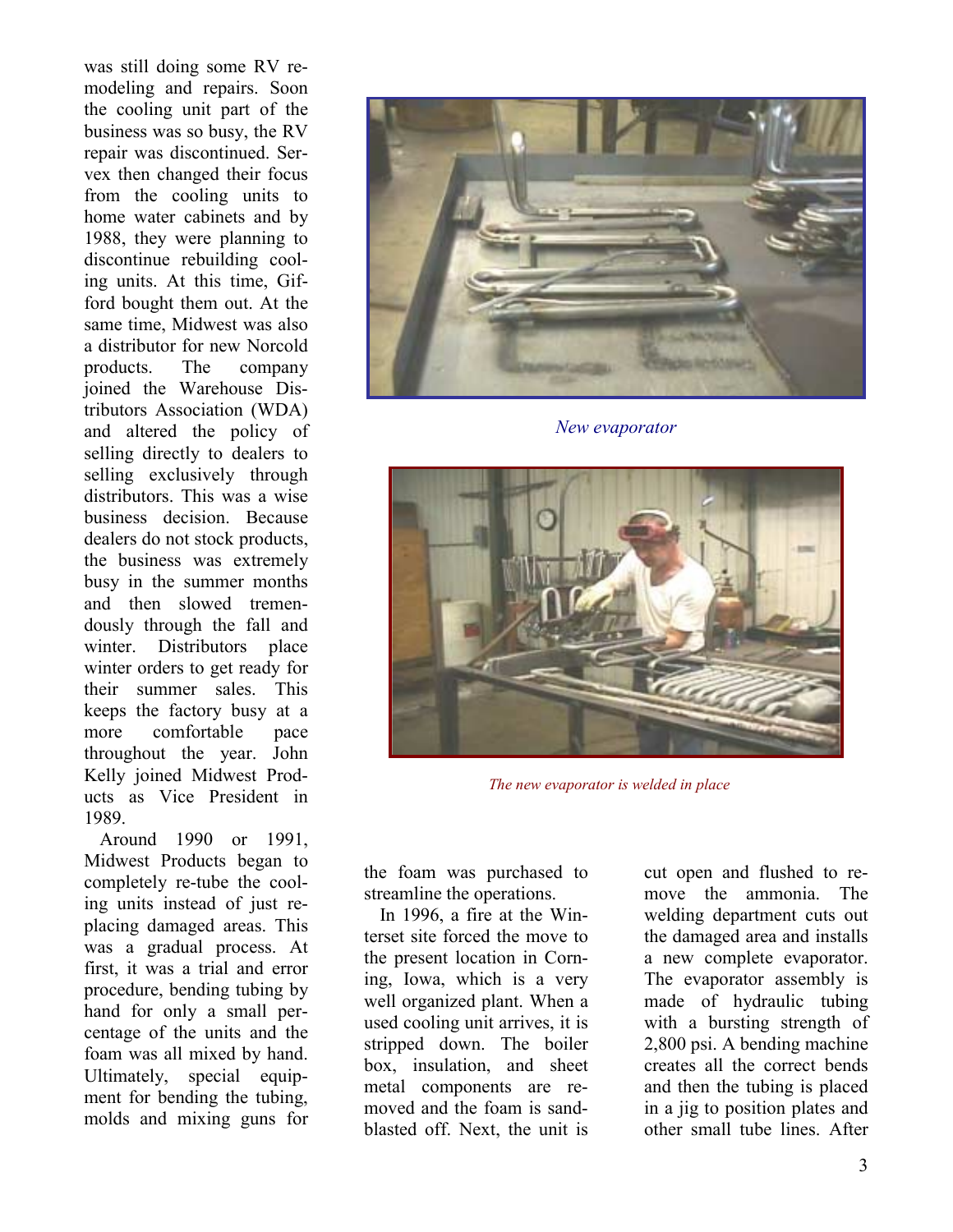was still doing some RV remodeling and repairs. Soon the cooling unit part of the business was so busy, the RV repair was discontinued. Servex then changed their focus from the cooling units to home water cabinets and by 1988, they were planning to discontinue rebuilding cooling units. At this time, Gifford bought them out. At the same time, Midwest was also a distributor for new Norcold products. The company joined the Warehouse Distributors Association (WDA) and altered the policy of selling directly to dealers to selling exclusively through distributors. This was a wise business decision. Because dealers do not stock products, the business was extremely busy in the summer months and then slowed tremendously through the fall and winter. Distributors place winter orders to get ready for their summer sales. This keeps the factory busy at a more comfortable pace throughout the year. John Kelly joined Midwest Products as Vice President in 1989.

*New evaporator*

*The new evaporator is welded in place*

Around 1990 or 1991, Midwest Products began to completely re-tube the cooling units instead of just replacing damaged areas. This was a gradual process. At first, it was a trial and error procedure, bending tubing by hand for only a small percentage of the units and the foam was all mixed by hand. Ultimately, special equipment for bending the tubing, molds and mixing guns for the foam was purchased to streamline the operations.

In 1996, a fire at the Winterset site forced the move to the present location in Corning, Iowa, which is a very well organized plant. When a used cooling unit arrives, it is stripped down. The boiler box, insulation, and sheet metal components are removed and the foam is sandblasted off. Next, the unit is cut open and flushed to remove the ammonia. The welding department cuts out the damaged area and installs a new complete evaporator. The evaporator assembly is made of hydraulic tubing with a bursting strength of 2,800 psi. A bending machine creates all the correct bends and then the tubing is placed in a jig to position plates and other small tube lines. After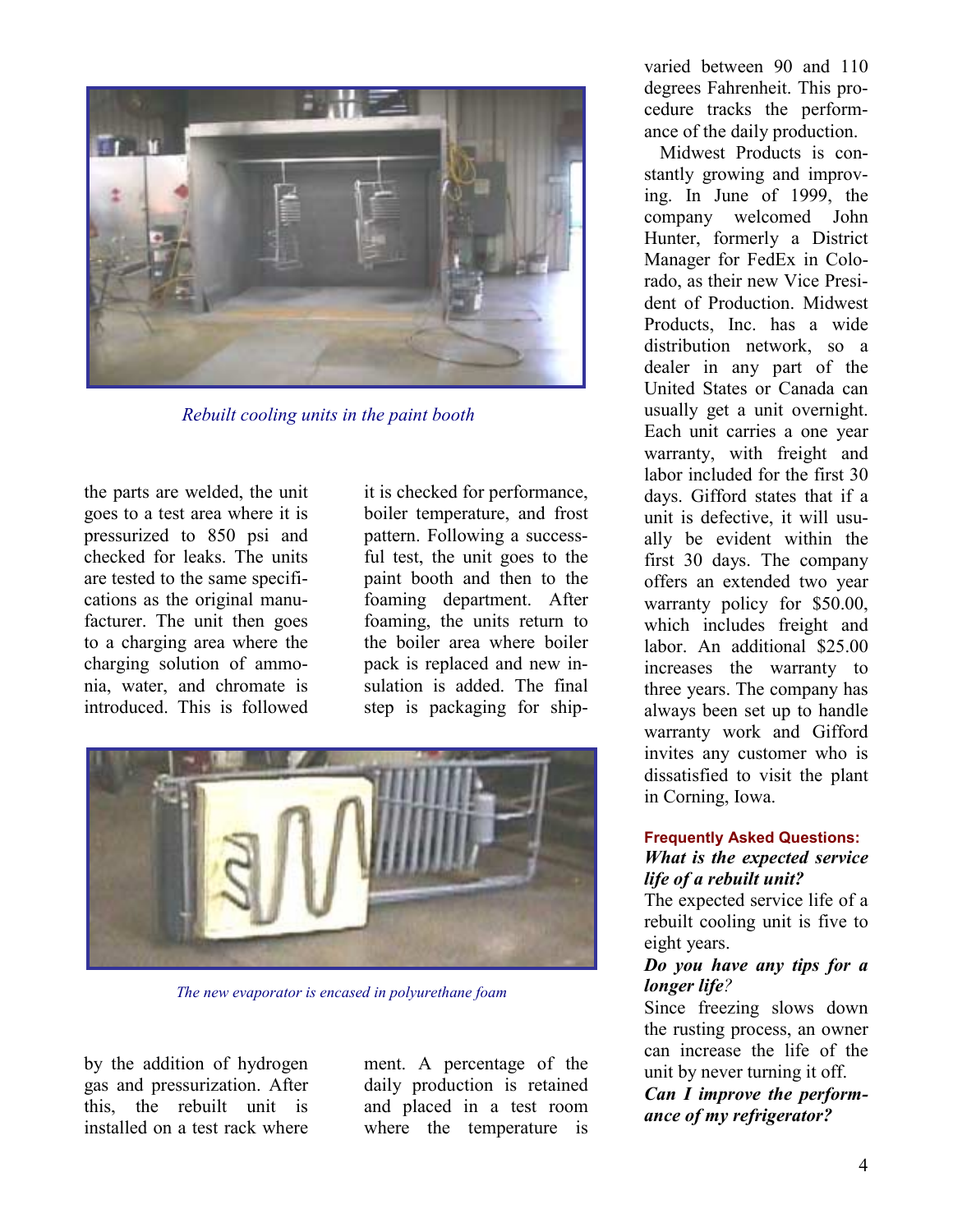*Rebuilt cooling units in the paint booth*

the parts are welded, the unit goes to a test area where it is pressurized to 850 psi and checked for leaks. The units are tested to the same specifications as the original manufacturer. The unit then goes to a charging area where the charging solution of ammonia, water, and chromate is introduced. This is followed by the addition of hydrogen gas and pressurization. After this, the rebuilt unit is installed on a test rack where it is checked for performance, boiler temperature, and frost pattern. Following a successful test, the unit goes to the paint booth and then to the foaming department. After foaming, the units return to the boiler area where boiler pack is replaced and new insulation is added. The final step is packaging for shipment. A percentage of the daily production is retained and placed in a test room where the temperature is varied between 90 and 110 degrees Fahrenheit. This procedure tracks the performance of the daily production.

*The new evaporator is encased in polyurethane foam*

Midwest Products is constantly growing and improving. In June of 1999, the company welcomed John Hunter, formerly a District Manager for FedEx in Colorado, as their new Vice President of Production. Midwest Products, Inc. has a wide distribution network, so a dealer in any part of the United States or Canada can usually get a unit overnight. Each unit carries a one year warranty, with freight and labor included for the first 30 days. Gifford states that if a unit is defective, it will usually be evident within the first 30 days. The company offers an extended two year warranty policy for $50.00, which includes freight and labor. An additional $25.00 increases the warranty to three years. The company has always been set up to handle warranty work and Gifford invites any customer who is dissatisfied to visit the plant in Corning, Iowa.

**Frequently Asked Questions:**

***What is the expected service life of a rebuilt unit?***

The expected service life of a rebuilt cooling unit is five to eight years.

***Do you have any tips for a longer life?***

Since freezing slows down the rusting process, an owner can increase the life of the unit by never turning it off.

***Can I improve the performance of my refrigerator?***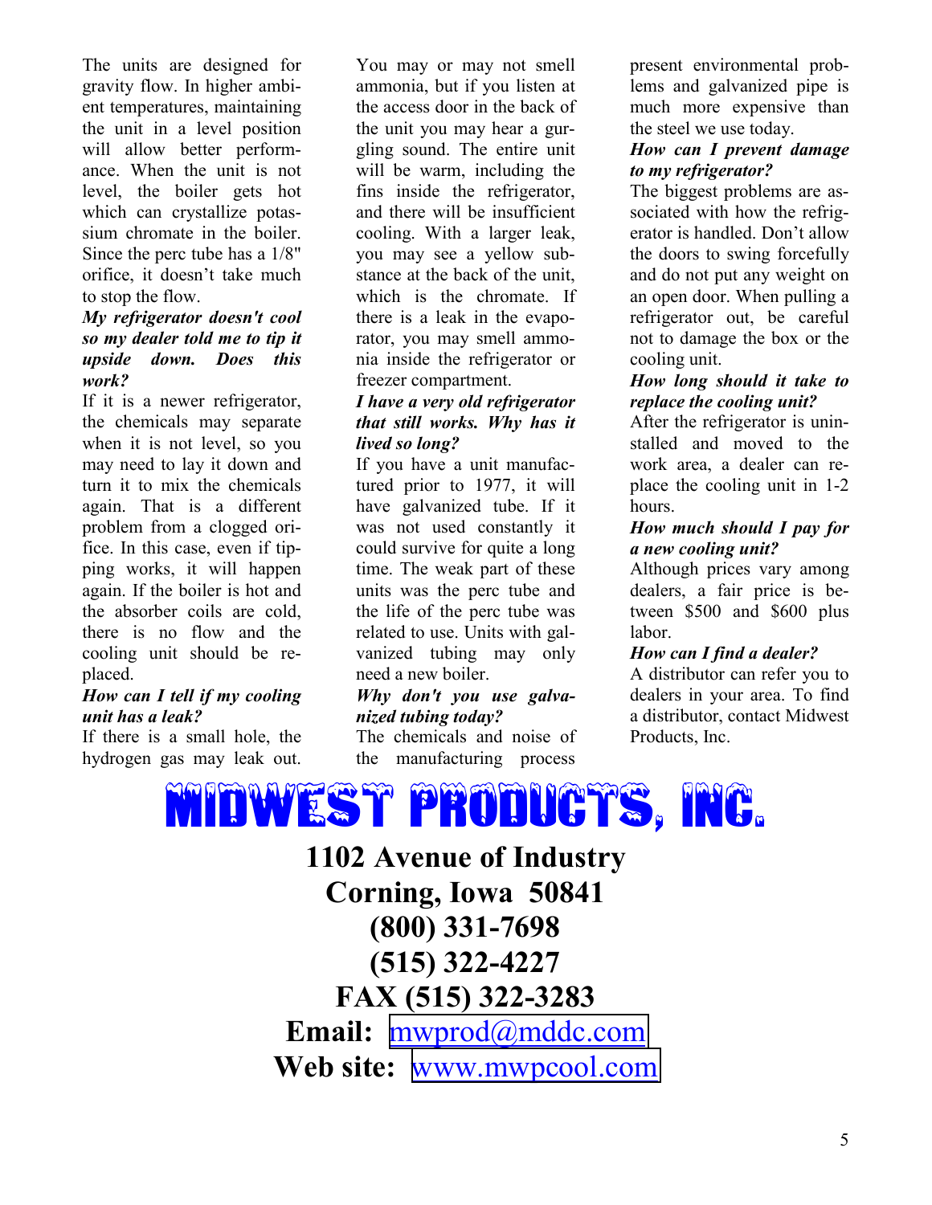The units are designed for gravity flow. In higher ambient temperatures, maintaining the unit in a level position will allow better performance. When the unit is not level, the boiler gets hot which can crystallize potassium chromate in the boiler. Since the perc tube has a 1/8" orifice, it doesn't take much to stop the flow.

***My refrigerator doesn't cool so my dealer told me to tip it upside down. Does this work?***

If it is a newer refrigerator, the chemicals may separate when it is not level, so you may need to lay it down and turn it to mix the chemicals again. That is a different problem from a clogged orifice. In this case, even if tipping works, it will happen again. If the boiler is hot and the absorber coils are cold, there is no flow and the cooling unit should be replaced.

***How can I tell if my cooling unit has a leak?***

If there is a small hole, the hydrogen gas may leak out. You may or may not smell ammonia, but if you listen at the access door in the back of the unit you may hear a gurgling sound. The entire unit will be warm, including the fins inside the refrigerator, and there will be insufficient cooling. With a larger leak, you may see a yellow substance at the back of the unit, which is the chromate. If there is a leak in the evaporator, you may smell ammonia inside the refrigerator or freezer compartment.

***I have a very old refrigerator that still works. Why has it lived so long?***

If you have a unit manufactured prior to 1977, it will have galvanized tube. If it was not used constantly it could survive for quite a long time. The weak part of these units was the perc tube and the life of the perc tube was related to use. Units with galvanized tubing may only need a new boiler.

***Why don't you use galvanized tubing today?***

The chemicals and noise of the manufacturing process present environmental problems and galvanized pipe is much more expensive than the steel we use today.

***How can I prevent damage to my refrigerator?***

The biggest problems are associated with how the refrigerator is handled. Don't allow the doors to swing forcefully and do not put any weight on an open door. When pulling a refrigerator out, be careful not to damage the box or the cooling unit.

***How long should it take to replace the cooling unit?***

After the refrigerator is uninstalled and moved to the work area, a dealer can replace the cooling unit in 1-2 hours.

***How much should I pay for a new cooling unit?***

Although prices vary among dealers, a fair price is between $500 and $600 plus labor.

***How can I find a dealer?***

A distributor can refer you to dealers in your area. To find a distributor, contact Midwest Products, Inc.

# MIDWEST PRODUCTS, INC.

**1102 Avenue of Industry**
**Corning, Iowa 50841**
**(800) 331-7698**
**(515) 322-4227**
**FAX (515) 322-3283**
**Email:** mwprod@mddc.com
**Web site:** www.mwpcool.com